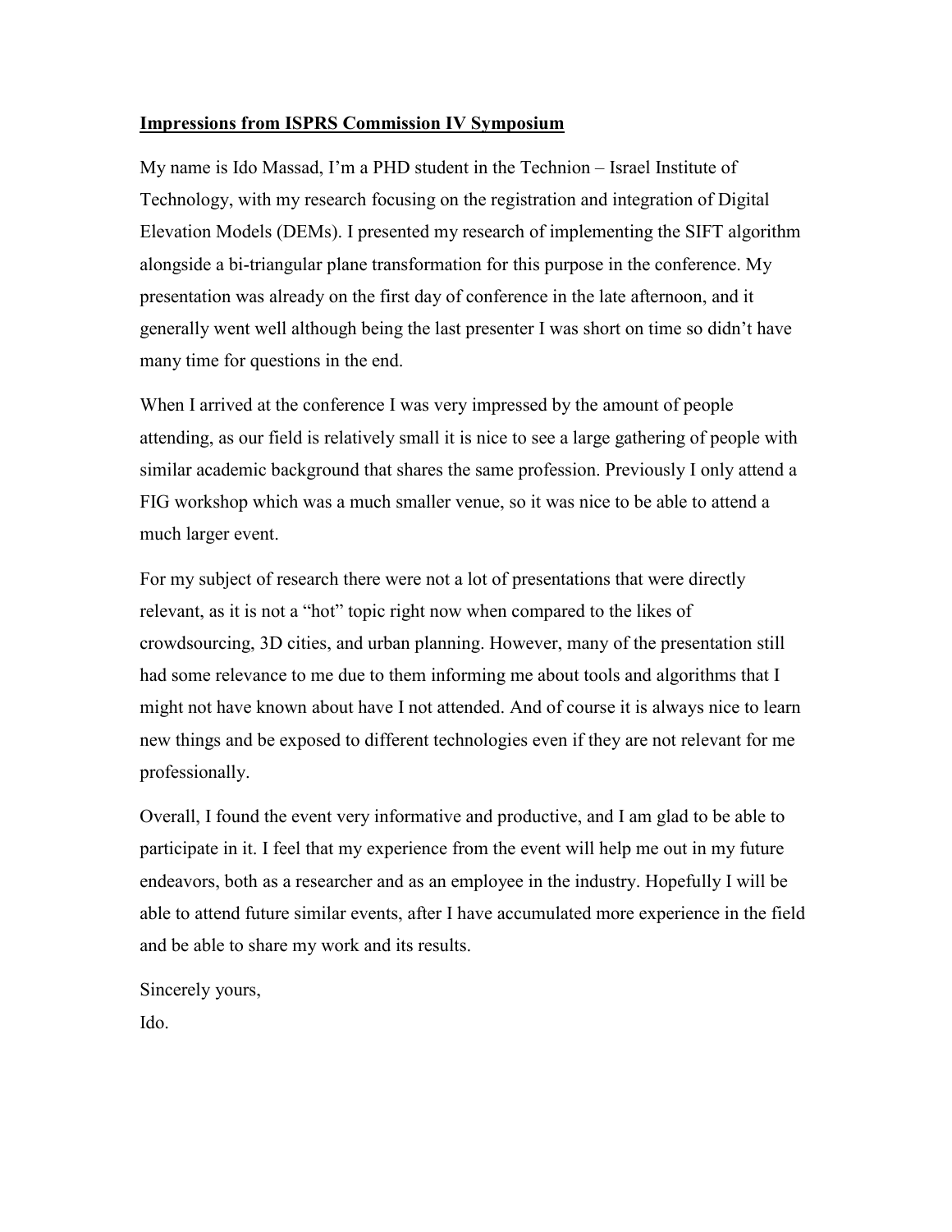**Impressions from ISPRS Commission IV Symposium**

My name is Ido Massad, I'm a PHD student in the Technion – Israel Institute of Technology, with my research focusing on the registration and integration of Digital Elevation Models (DEMs). I presented my research of implementing the SIFT algorithm alongside a bi-triangular plane transformation for this purpose in the conference. My presentation was already on the first day of conference in the late afternoon, and it generally went well although being the last presenter I was short on time so didn't have many time for questions in the end.

When I arrived at the conference I was very impressed by the amount of people attending, as our field is relatively small it is nice to see a large gathering of people with similar academic background that shares the same profession. Previously I only attend a FIG workshop which was a much smaller venue, so it was nice to be able to attend a much larger event.

For my subject of research there were not a lot of presentations that were directly relevant, as it is not a "hot" topic right now when compared to the likes of crowdsourcing, 3D cities, and urban planning. However, many of the presentation still had some relevance to me due to them informing me about tools and algorithms that I might not have known about have I not attended. And of course it is always nice to learn new things and be exposed to different technologies even if they are not relevant for me professionally.

Overall, I found the event very informative and productive, and I am glad to be able to participate in it. I feel that my experience from the event will help me out in my future endeavors, both as a researcher and as an employee in the industry. Hopefully I will be able to attend future similar events, after I have accumulated more experience in the field and be able to share my work and its results.

Sincerely yours,

Ido.